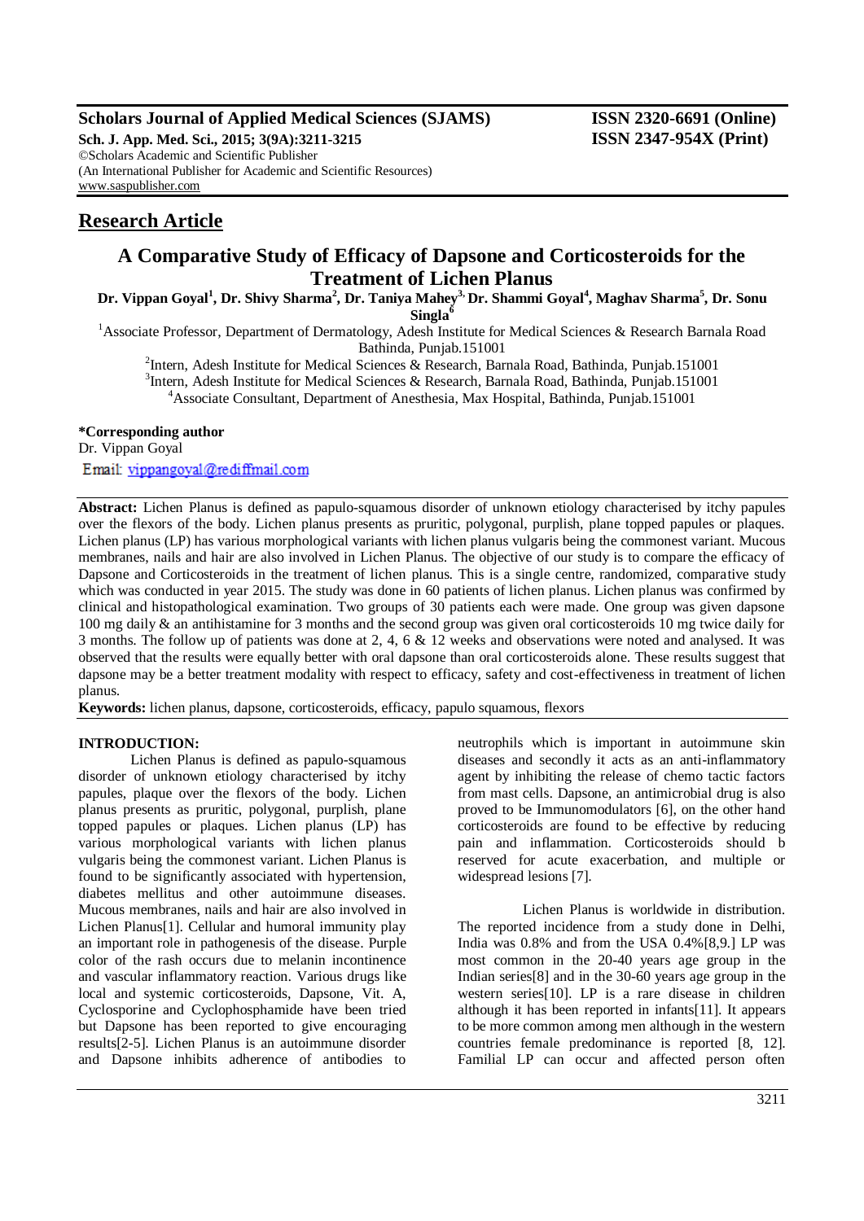**Scholars Journal of Applied Medical Sciences (SJAMS)** **ISSN 2320-6691 (Online)**
**Sch. J. App. Med. Sci., 2015; 3(9A):3211-3215** **ISSN 2347-954X (Print)**
©Scholars Academic and Scientific Publisher
(An International Publisher for Academic and Scientific Resources)
www.saspublisher.com

## Research Article

# A Comparative Study of Efficacy of Dapsone and Corticosteroids for the Treatment of Lichen Planus

**Dr. Vippan Goyal[1], Dr. Shivy Sharma[2], Dr. Taniya Mahey[3], Dr. Shammi Goyal[4], Maghav Sharma[5], Dr. Sonu Singla[6]**

[1]Associate Professor, Department of Dermatology, Adesh Institute for Medical Sciences & Research Barnala Road Bathinda, Punjab.151001

[2]Intern, Adesh Institute for Medical Sciences & Research, Barnala Road, Bathinda, Punjab.151001

[3]Intern, Adesh Institute for Medical Sciences & Research, Barnala Road, Bathinda, Punjab.151001

[4]Associate Consultant, Department of Anesthesia, Max Hospital, Bathinda, Punjab.151001

**\*Corresponding author**
Dr. Vippan Goyal
Email: vippangoyal@rediffmail.com

**Abstract:** Lichen Planus is defined as papulo-squamous disorder of unknown etiology characterised by itchy papules over the flexors of the body. Lichen planus presents as pruritic, polygonal, purplish, plane topped papules or plaques. Lichen planus (LP) has various morphological variants with lichen planus vulgaris being the commonest variant. Mucous membranes, nails and hair are also involved in Lichen Planus. The objective of our study is to compare the efficacy of Dapsone and Corticosteroids in the treatment of lichen planus. This is a single centre, randomized, comparative study which was conducted in year 2015. The study was done in 60 patients of lichen planus. Lichen planus was confirmed by clinical and histopathological examination. Two groups of 30 patients each were made. One group was given dapsone 100 mg daily & an antihistamine for 3 months and the second group was given oral corticosteroids 10 mg twice daily for 3 months. The follow up of patients was done at 2, 4, 6 & 12 weeks and observations were noted and analysed. It was observed that the results were equally better with oral dapsone than oral corticosteroids alone. These results suggest that dapsone may be a better treatment modality with respect to efficacy, safety and cost-effectiveness in treatment of lichen planus.

**Keywords:** lichen planus, dapsone, corticosteroids, efficacy, papulo squamous, flexors

## INTRODUCTION:

Lichen Planus is defined as papulo-squamous disorder of unknown etiology characterised by itchy papules, plaque over the flexors of the body. Lichen planus presents as pruritic, polygonal, purplish, plane topped papules or plaques. Lichen planus (LP) has various morphological variants with lichen planus vulgaris being the commonest variant. Lichen Planus is found to be significantly associated with hypertension, diabetes mellitus and other autoimmune diseases. Mucous membranes, nails and hair are also involved in Lichen Planus[1]. Cellular and humoral immunity play an important role in pathogenesis of the disease. Purple color of the rash occurs due to melanin incontinence and vascular inflammatory reaction. Various drugs like local and systemic corticosteroids, Dapsone, Vit. A, Cyclosporine and Cyclophosphamide have been tried but Dapsone has been reported to give encouraging results[2-5]. Lichen Planus is an autoimmune disorder and Dapsone inhibits adherence of antibodies to neutrophils which is important in autoimmune skin diseases and secondly it acts as an anti-inflammatory agent by inhibiting the release of chemo tactic factors from mast cells. Dapsone, an antimicrobial drug is also proved to be Immunomodulators [6], on the other hand corticosteroids are found to be effective by reducing pain and inflammation. Corticosteroids should b reserved for acute exacerbation, and multiple or widespread lesions [7].

Lichen Planus is worldwide in distribution. The reported incidence from a study done in Delhi, India was 0.8% and from the USA 0.4%[8,9.] LP was most common in the 20-40 years age group in the Indian series[8] and in the 30-60 years age group in the western series[10]. LP is a rare disease in children although it has been reported in infants[11]. It appears to be more common among men although in the western countries female predominance is reported [8, 12]. Familial LP can occur and affected person often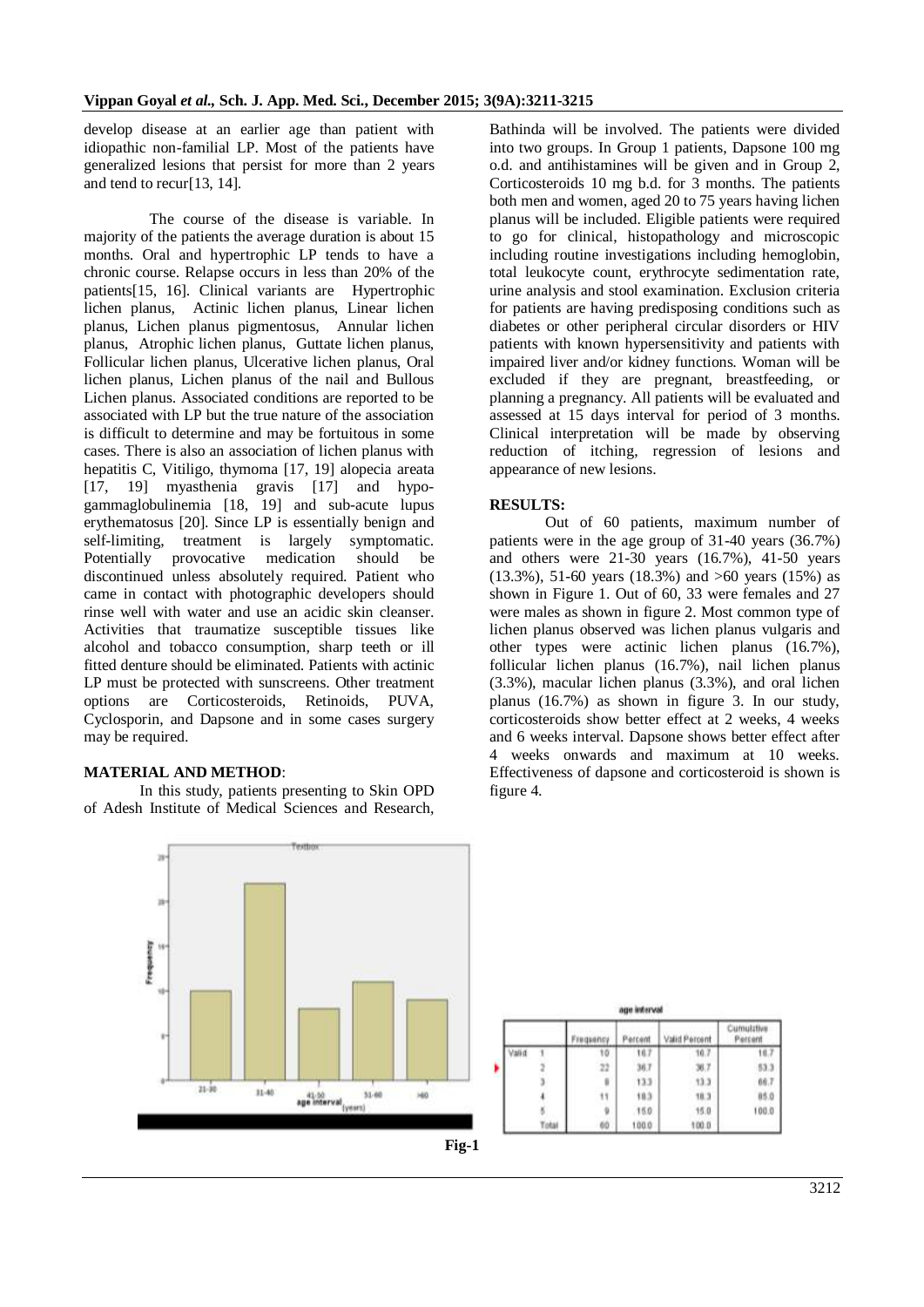develop disease at an earlier age than patient with idiopathic non-familial LP. Most of the patients have generalized lesions that persist for more than 2 years and tend to recur[13, 14].

The course of the disease is variable. In majority of the patients the average duration is about 15 months. Oral and hypertrophic LP tends to have a chronic course. Relapse occurs in less than 20% of the patients[15, 16]. Clinical variants are Hypertrophic lichen planus, Actinic lichen planus, Linear lichen planus, Lichen planus pigmentosus, Annular lichen planus, Atrophic lichen planus, Guttate lichen planus, Follicular lichen planus, Ulcerative lichen planus, Oral lichen planus, Lichen planus of the nail and Bullous Lichen planus. Associated conditions are reported to be associated with LP but the true nature of the association is difficult to determine and may be fortuitous in some cases. There is also an association of lichen planus with hepatitis C, Vitiligo, thymoma [17, 19] alopecia areata [17, 19] myasthenia gravis [17] and hypo-gammaglobulinemia [18, 19] and sub-acute lupus erythematosus [20]. Since LP is essentially benign and self-limiting, treatment is largely symptomatic. Potentially provocative medication should be discontinued unless absolutely required. Patient who came in contact with photographic developers should rinse well with water and use an acidic skin cleanser. Activities that traumatize susceptible tissues like alcohol and tobacco consumption, sharp teeth or ill fitted denture should be eliminated. Patients with actinic LP must be protected with sunscreens. Other treatment options are Corticosteroids, Retinoids, PUVA, Cyclosporin, and Dapsone and in some cases surgery may be required.

## MATERIAL AND METHOD:

In this study, patients presenting to Skin OPD of Adesh Institute of Medical Sciences and Research, Bathinda will be involved. The patients were divided into two groups. In Group 1 patients, Dapsone 100 mg o.d. and antihistamines will be given and in Group 2, Corticosteroids 10 mg b.d. for 3 months. The patients both men and women, aged 20 to 75 years having lichen planus will be included. Eligible patients were required to go for clinical, histopathology and microscopic including routine investigations including hemoglobin, total leukocyte count, erythrocyte sedimentation rate, urine analysis and stool examination. Exclusion criteria for patients are having predisposing conditions such as diabetes or other peripheral circular disorders or HIV patients with known hypersensitivity and patients with impaired liver and/or kidney functions. Woman will be excluded if they are pregnant, breastfeeding, or planning a pregnancy. All patients will be evaluated and assessed at 15 days interval for period of 3 months. Clinical interpretation will be made by observing reduction of itching, regression of lesions and appearance of new lesions.

## RESULTS:

Out of 60 patients, maximum number of patients were in the age group of 31-40 years (36.7%) and others were 21-30 years (16.7%), 41-50 years (13.3%), 51-60 years (18.3%) and >60 years (15%) as shown in Figure 1. Out of 60, 33 were females and 27 were males as shown in figure 2. Most common type of lichen planus observed was lichen planus vulgaris and other types were actinic lichen planus (16.7%), follicular lichen planus (16.7%), nail lichen planus (3.3%), macular lichen planus (3.3%), and oral lichen planus (16.7%) as shown in figure 3. In our study, corticosteroids show better effect at 2 weeks, 4 weeks and 6 weeks interval. Dapsone shows better effect after 4 weeks onwards and maximum at 10 weeks. Effectiveness of dapsone and corticosteroid is shown is figure 4.

**age interval**

| | | Frequency | Percent | Valid Percent | Cumulative Percent |
|---|---|---|---|---|---|
| Valid | 1 | 10 | 16.7 | 16.7 | 16.7 |
| | 2 | 22 | 36.7 | 36.7 | 53.3 |
| | 3 | 8 | 13.3 | 13.3 | 66.7 |
| | 4 | 11 | 18.3 | 18.3 | 85.0 |
| | 5 | 9 | 15.0 | 15.0 | 100.0 |
| | Total | 60 | 100.0 | 100.0 | |

**Fig-1**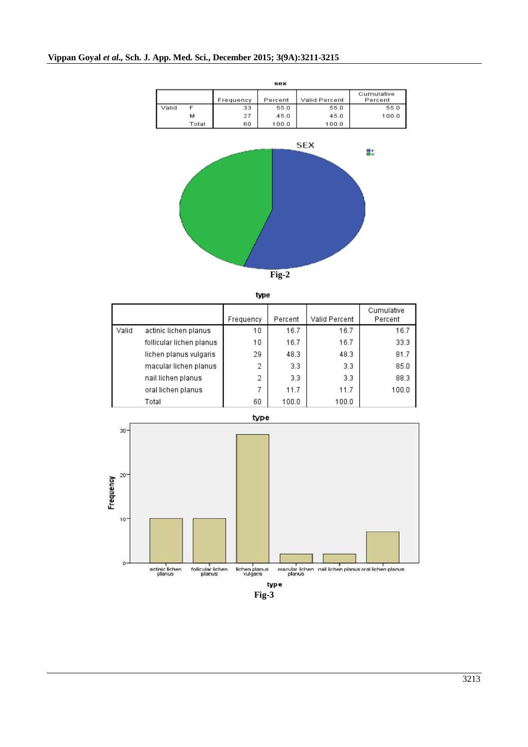**sex**

| | | Frequency | Percent | Valid Percent | Cumulative Percent |
|---|---|---|---|---|---|
| Valid | F | 33 | 55.0 | 55.0 | 55.0 |
| | M | 27 | 45.0 | 45.0 | 100.0 |
| | Total | 60 | 100.0 | 100.0 | |

Fig-2

**type**

| | | Frequency | Percent | Valid Percent | Cumulative Percent |
|---|---|---|---|---|---|
| Valid | actinic lichen planus | 10 | 16.7 | 16.7 | 16.7 |
| | follicular lichen planus | 10 | 16.7 | 16.7 | 33.3 |
| | lichen planus vulgaris | 29 | 48.3 | 48.3 | 81.7 |
| | macular lichen planus | 2 | 3.3 | 3.3 | 85.0 |
| | nail lichen planus | 2 | 3.3 | 3.3 | 88.3 |
| | oral lichen planus | 7 | 11.7 | 11.7 | 100.0 |
| | Total | 60 | 100.0 | 100.0 | |

Fig-3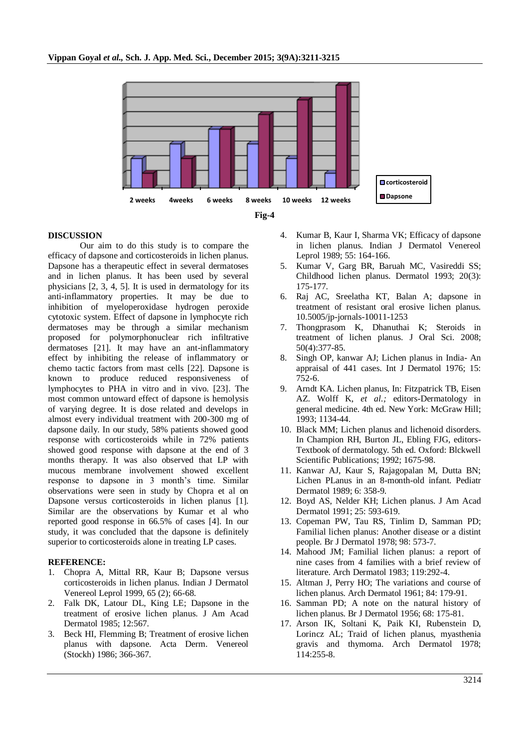Fig-4

## DISCUSSION

Our aim to do this study is to compare the efficacy of dapsone and corticosteroids in lichen planus. Dapsone has a therapeutic effect in several dermatoses and in lichen planus. It has been used by several physicians [2, 3, 4, 5]. It is used in dermatology for its anti-inflammatory properties. It may be due to inhibition of myeloperoxidase hydrogen peroxide cytotoxic system. Effect of dapsone in lymphocyte rich dermatoses may be through a similar mechanism proposed for polymorphonuclear rich infiltrative dermatoses [21]. It may have an ant-inflammatory effect by inhibiting the release of inflammatory or chemo tactic factors from mast cells [22]. Dapsone is known to produce reduced responsiveness of lymphocytes to PHA in vitro and in vivo. [23]. The most common untoward effect of dapsone is hemolysis of varying degree. It is dose related and develops in almost every individual treatment with 200-300 mg of dapsone daily. In our study, 58% patients showed good response with corticosteroids while in 72% patients showed good response with dapsone at the end of 3 months therapy. It was also observed that LP with mucous membrane involvement showed excellent response to dapsone in 3 month's time. Similar observations were seen in study by Chopra et al on Dapsone versus corticosteroids in lichen planus [1]. Similar are the observations by Kumar et al who reported good response in 66.5% of cases [4]. In our study, it was concluded that the dapsone is definitely superior to corticosteroids alone in treating LP cases.

## REFERENCE:

1. Chopra A, Mittal RR, Kaur B; Dapsone versus corticosteroids in lichen planus. Indian J Dermatol Venereol Leprol 1999, 65 (2); 66-68.
2. Falk DK, Latour DL, King LE; Dapsone in the treatment of erosive lichen planus. J Am Acad Dermatol 1985; 12:567.
3. Beck HI, Flemming B; Treatment of erosive lichen planus with dapsone. Acta Derm. Venereol (Stockh) 1986; 366-367.
4. Kumar B, Kaur I, Sharma VK; Efficacy of dapsone in lichen planus. Indian J Dermatol Venereol Leprol 1989; 55: 164-166.
5. Kumar V, Garg BR, Baruah MC, Vasireddi SS; Childhood lichen planus. Dermatol 1993; 20(3): 175-177.
6. Raj AC, Sreelatha KT, Balan A; dapsone in treatment of resistant oral erosive lichen planus. 10.5005/jp-jornals-10011-1253
7. Thongprasom K, Dhanuthai K; Steroids in treatment of lichen planus. J Oral Sci. 2008; 50(4):377-85.
8. Singh OP, kanwar AJ; Lichen planus in India- An appraisal of 441 cases. Int J Dermatol 1976; 15: 752-6.
9. Arndt KA. Lichen planus, In: Fitzpatrick TB, Eisen AZ. Wolff K, *et al.;* editors-Dermatology in general medicine. 4th ed. New York: McGraw Hill; 1993; 1134-44.
10. Black MM; Lichen planus and lichenoid disorders. In Champion RH, Burton JL, Ebling FJG, editors-Textbook of dermatology. 5th ed. Oxford: Blckwell Scientific Publications; 1992; 1675-98.
11. Kanwar AJ, Kaur S, Rajagopalan M, Dutta BN; Lichen PLanus in an 8-month-old infant. Pediatr Dermatol 1989; 6: 358-9.
12. Boyd AS, Nelder KH; Lichen planus. J Am Acad Dermatol 1991; 25: 593-619.
13. Copeman PW, Tau RS, Tinlim D, Samman PD; Familial lichen planus: Another disease or a distint people. Br J Dermatol 1978; 98: 573-7.
14. Mahood JM; Familial lichen planus: a report of nine cases from 4 families with a brief review of literature. Arch Dermatol 1983; 119:292-4.
15. Altman J, Perry HO; The variations and course of lichen planus. Arch Dermatol 1961; 84: 179-91.
16. Samman PD; A note on the natural history of lichen planus. Br J Dermatol 1956; 68: 175-81.
17. Arson IK, Soltani K, Paik KI, Rubenstein D, Lorincz AL; Traid of lichen planus, myasthenia gravis and thymoma. Arch Dermatol 1978; 114:255-8.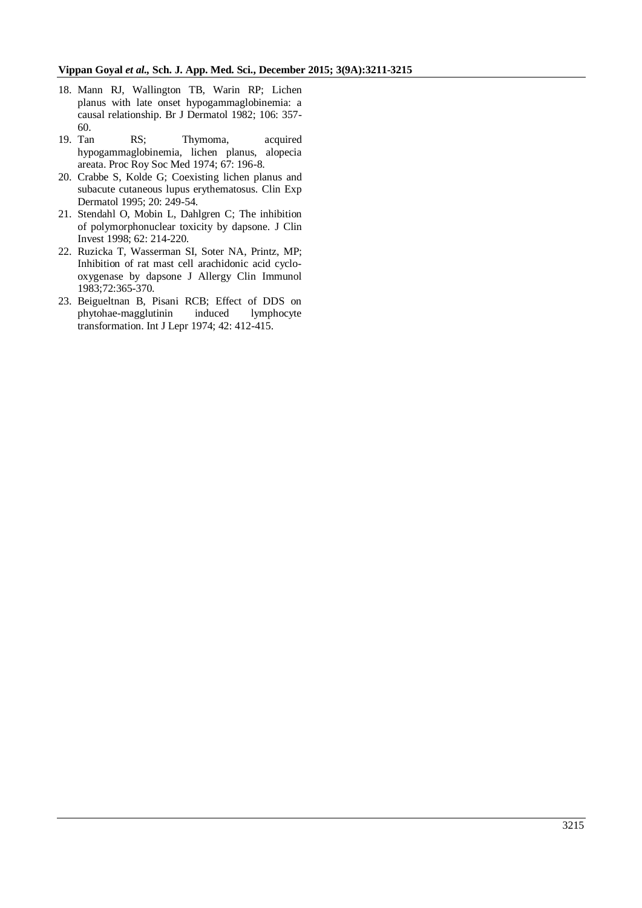18. Mann RJ, Wallington TB, Warin RP; Lichen planus with late onset hypogammaglobinemia: a causal relationship. Br J Dermatol 1982; 106: 357-60.
19. Tan RS; Thymoma, acquired hypogammaglobinemia, lichen planus, alopecia areata. Proc Roy Soc Med 1974; 67: 196-8.
20. Crabbe S, Kolde G; Coexisting lichen planus and subacute cutaneous lupus erythematosus. Clin Exp Dermatol 1995; 20: 249-54.
21. Stendahl O, Mobin L, Dahlgren C; The inhibition of polymorphonuclear toxicity by dapsone. J Clin Invest 1998; 62: 214-220.
22. Ruzicka T, Wasserman SI, Soter NA, Printz, MP; Inhibition of rat mast cell arachidonic acid cyclo-oxygenase by dapsone J Allergy Clin Immunol 1983;72:365-370.
23. Beigueltnan B, Pisani RCB; Effect of DDS on phytohae-magglutinin induced lymphocyte transformation. Int J Lepr 1974; 42: 412-415.